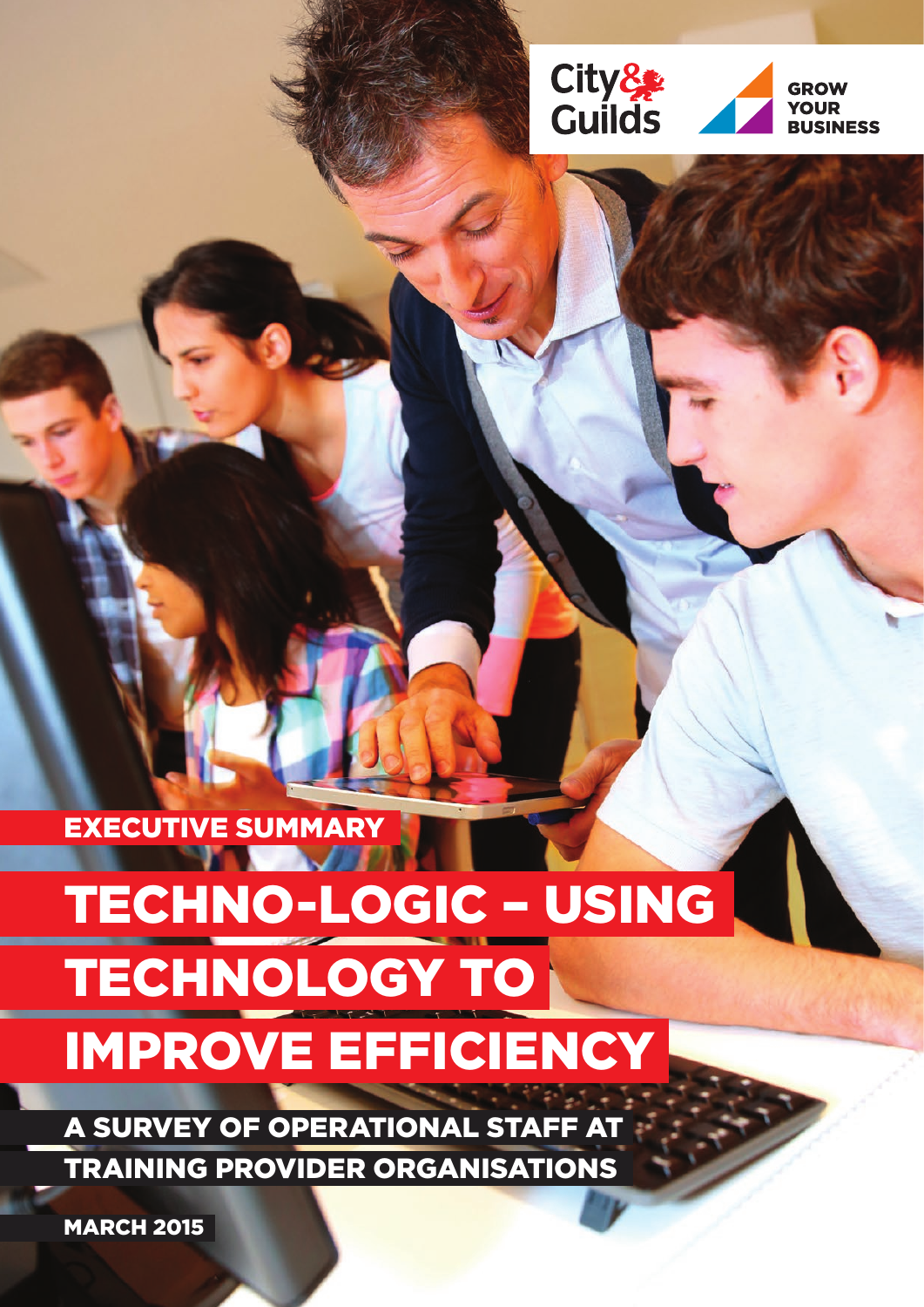City & Guilds

GROW YOUR BUSINESS

EXECUTIVE SUMMARY

# TECHNO-LOGIC – USING TECHNOLOGY TO IMPROVE EFFICIENCY

## A SURVEY OF OPERATIONAL STAFF AT TRAINING PROVIDER ORGANISATIONS

MARCH 2015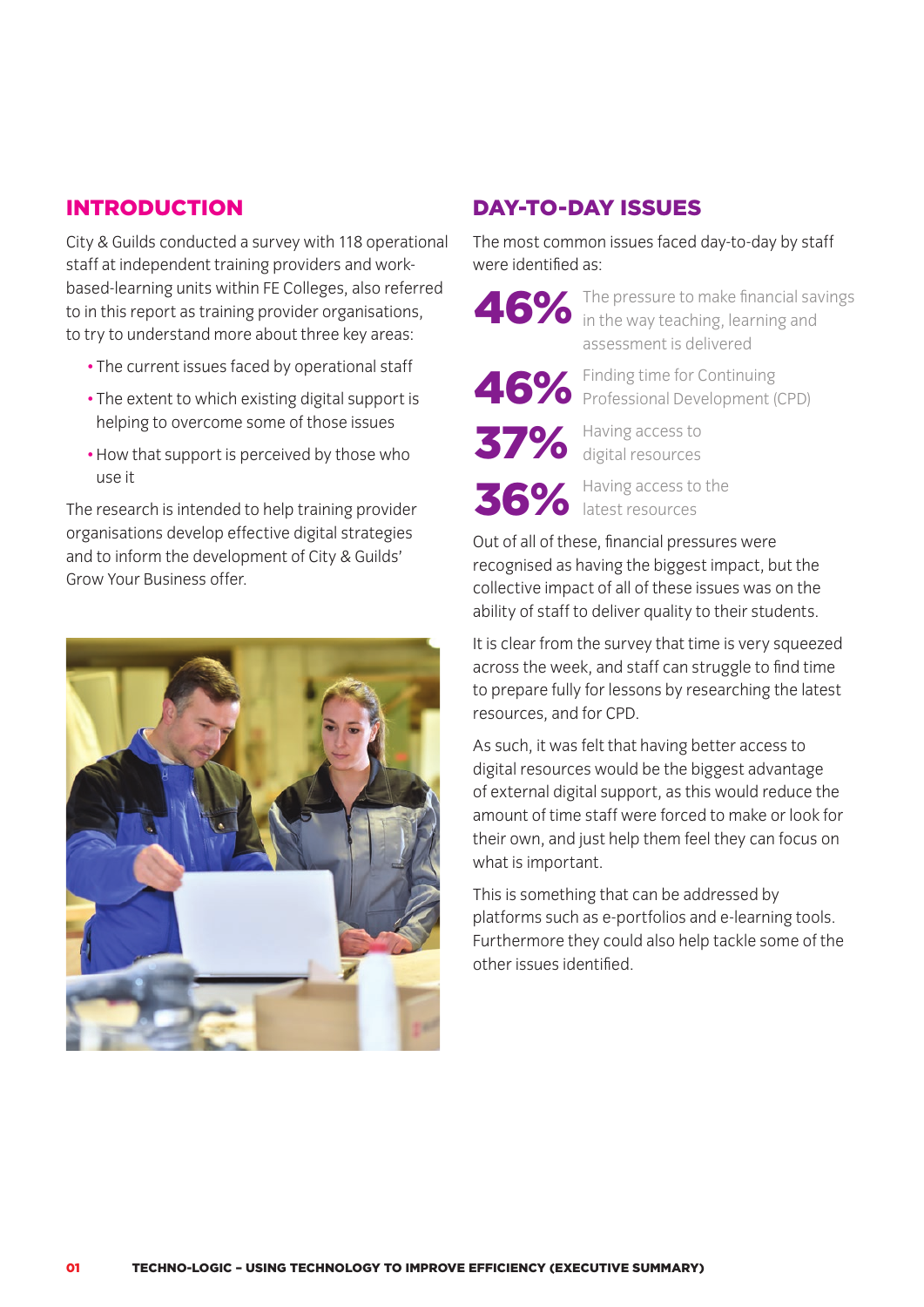## INTRODUCTION

City & Guilds conducted a survey with 118 operational staff at independent training providers and work-based-learning units within FE Colleges, also referred to in this report as training provider organisations, to try to understand more about three key areas:

- The current issues faced by operational staff
- The extent to which existing digital support is helping to overcome some of those issues
- How that support is perceived by those who use it

The research is intended to help training provider organisations develop effective digital strategies and to inform the development of City & Guilds' Grow Your Business offer.

## DAY-TO-DAY ISSUES

The most common issues faced day-to-day by staff were identified as:

**46%** The pressure to make financial savings in the way teaching, learning and assessment is delivered

**46%** Finding time for Continuing Professional Development (CPD)

**37%** Having access to digital resources

**36%** Having access to the latest resources

Out of all of these, financial pressures were recognised as having the biggest impact, but the collective impact of all of these issues was on the ability of staff to deliver quality to their students.

It is clear from the survey that time is very squeezed across the week, and staff can struggle to find time to prepare fully for lessons by researching the latest resources, and for CPD.

As such, it was felt that having better access to digital resources would be the biggest advantage of external digital support, as this would reduce the amount of time staff were forced to make or look for their own, and just help them feel they can focus on what is important.

This is something that can be addressed by platforms such as e-portfolios and e-learning tools. Furthermore they could also help tackle some of the other issues identified.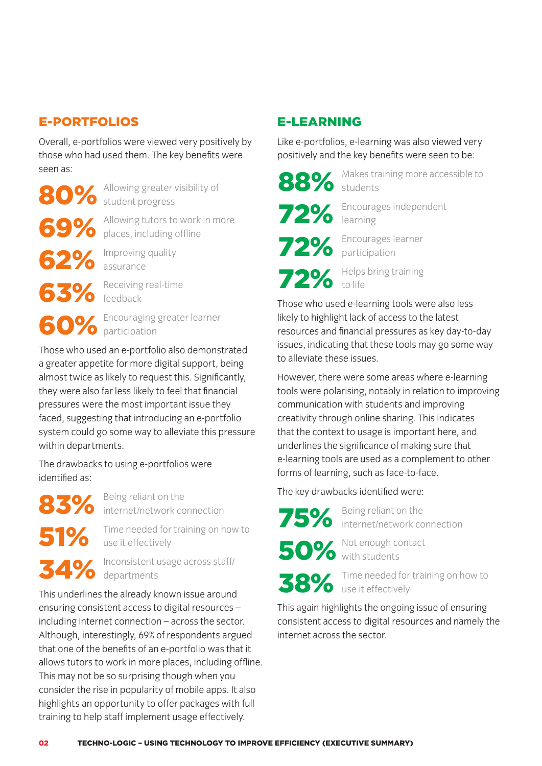## E-PORTFOLIOS

Overall, e-portfolios were viewed very positively by those who had used them. The key benefits were seen as:

**80%** Allowing greater visibility of student progress

**69%** Allowing tutors to work in more places, including offline

**62%** Improving quality assurance

**63%** Receiving real-time feedback

**60%** Encouraging greater learner participation

Those who used an e-portfolio also demonstrated a greater appetite for more digital support, being almost twice as likely to request this. Significantly, they were also far less likely to feel that financial pressures were the most important issue they faced, suggesting that introducing an e-portfolio system could go some way to alleviate this pressure within departments.

The drawbacks to using e-portfolios were identified as:

**83%** Being reliant on the internet/network connection

**51%** Time needed for training on how to use it effectively

**34%** Inconsistent usage across staff/departments

This underlines the already known issue around ensuring consistent access to digital resources – including internet connection – across the sector. Although, interestingly, 69% of respondents argued that one of the benefits of an e-portfolio was that it allows tutors to work in more places, including offline. This may not be so surprising though when you consider the rise in popularity of mobile apps. It also highlights an opportunity to offer packages with full training to help staff implement usage effectively.

## E-LEARNING

Like e-portfolios, e-learning was also viewed very positively and the key benefits were seen to be:

**88%** Makes training more accessible to students

**72%** Encourages independent learning

**72%** Encourages learner participation

**72%** Helps bring training to life

Those who used e-learning tools were also less likely to highlight lack of access to the latest resources and financial pressures as key day-to-day issues, indicating that these tools may go some way to alleviate these issues.

However, there were some areas where e-learning tools were polarising, notably in relation to improving communication with students and improving creativity through online sharing. This indicates that the context to usage is important here, and underlines the significance of making sure that e-learning tools are used as a complement to other forms of learning, such as face-to-face.

The key drawbacks identified were:

**75%** Being reliant on the internet/network connection

**50%** Not enough contact with students

**38%** Time needed for training on how to use it effectively

This again highlights the ongoing issue of ensuring consistent access to digital resources and namely the internet across the sector.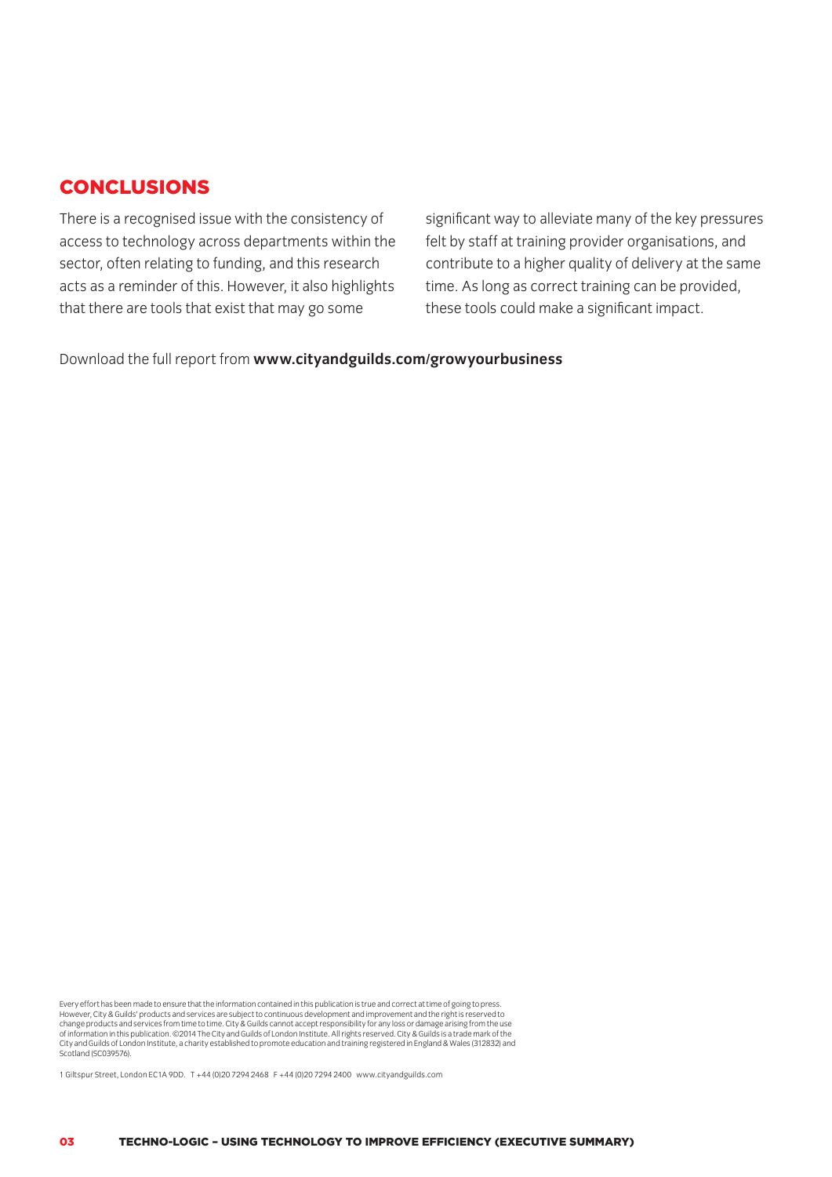## CONCLUSIONS

There is a recognised issue with the consistency of access to technology across departments within the sector, often relating to funding, and this research acts as a reminder of this. However, it also highlights that there are tools that exist that may go some significant way to alleviate many of the key pressures felt by staff at training provider organisations, and contribute to a higher quality of delivery at the same time. As long as correct training can be provided, these tools could make a significant impact.

Download the full report from **www.cityandguilds.com/growyourbusiness**

Every effort has been made to ensure that the information contained in this publication is true and correct at time of going to press. However, City & Guilds' products and services are subject to continuous development and improvement and the right is reserved to change products and services from time to time. City & Guilds cannot accept responsibility for any loss or damage arising from the use of information in this publication. ©2014 The City and Guilds of London Institute. All rights reserved. City & Guilds is a trade mark of the City and Guilds of London Institute, a charity established to promote education and training registered in England & Wales (312832) and Scotland (SC039576).

1 Giltspur Street, London EC1A 9DD. T +44 (0)20 7294 2468 F +44 (0)20 7294 2400 www.cityandguilds.com